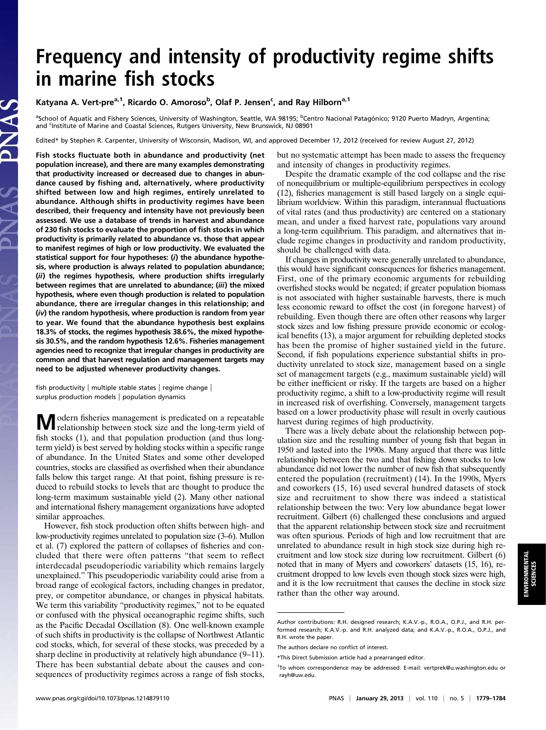# Frequency and intensity of productivity regime shifts in marine fish stocks

Katyana A. Vert-pre[a,1], Ricardo O. Amoroso[b], Olaf P. Jensen[c], and Ray Hilborn[a,1]

[a]School of Aquatic and Fishery Sciences, University of Washington, Seattle, WA 98195; [b]Centro Nacional Patagónico; 9120 Puerto Madryn, Argentina; and [c]Institute of Marine and Coastal Sciences, Rutgers University, New Brunswick, NJ 08901

Edited* by Stephen R. Carpenter, University of Wisconsin, Madison, WI, and approved December 17, 2012 (received for review August 27, 2012)

**Fish stocks fluctuate both in abundance and productivity (net population increase), and there are many examples demonstrating that productivity increased or decreased due to changes in abundance caused by fishing and, alternatively, where productivity shifted between low and high regimes, entirely unrelated to abundance. Although shifts in productivity regimes have been described, their frequency and intensity have not previously been assessed. We use a database of trends in harvest and abundance of 230 fish stocks to evaluate the proportion of fish stocks in which productivity is primarily related to abundance vs. those that appear to manifest regimes of high or low productivity. We evaluated the statistical support for four hypotheses: (*i*) the abundance hypothesis, where production is always related to population abundance; (*ii*) the regimes hypothesis, where production shifts irregularly between regimes that are unrelated to abundance; (*iii*) the mixed hypothesis, where even though production is related to population abundance, there are irregular changes in this relationship; and (*iv*) the random hypothesis, where production is random from year to year. We found that the abundance hypothesis best explains 18.3% of stocks, the regimes hypothesis 38.6%, the mixed hypothesis 30.5%, and the random hypothesis 12.6%. Fisheries management agencies need to recognize that irregular changes in productivity are common and that harvest regulation and management targets may need to be adjusted whenever productivity changes.**

fish productivity | multiple stable states | regime change | surplus production models | population dynamics

Modern fisheries management is predicated on a repeatable relationship between stock size and the long-term yield of fish stocks (1), and that population production (and thus long-term yield) is best served by holding stocks within a specific range of abundance. In the United States and some other developed countries, stocks are classified as overfished when their abundance falls below this target range. At that point, fishing pressure is reduced to rebuild stocks to levels that are thought to produce the long-term maximum sustainable yield (2). Many other national and international fishery management organizations have adopted similar approaches.

However, fish stock production often shifts between high- and low-productivity regimes unrelated to population size (3–6). Mullon et al. (7) explored the pattern of collapses of fisheries and concluded that there were often patterns "that seem to reflect interdecadal pseudoperiodic variability which remains largely unexplained." This pseudoperiodic variability could arise from a broad range of ecological factors, including changes in predator, prey, or competitor abundance, or changes in physical habitats. We term this variability "productivity regimes," not to be equated or confused with the physical oceanographic regime shifts, such as the Pacific Decadal Oscillation (8). One well-known example of such shifts in productivity is the collapse of Northwest Atlantic cod stocks, which, for several of these stocks, was preceded by a sharp decline in productivity at relatively high abundance (9–11). There has been substantial debate about the causes and consequences of productivity regimes across a range of fish stocks, but no systematic attempt has been made to assess the frequency and intensity of changes in productivity regimes.

Despite the dramatic example of the cod collapse and the rise of nonequilibrium or multiple-equilibrium perspectives in ecology (12), fisheries management is still based largely on a single equilibrium worldview. Within this paradigm, interannual fluctuations of vital rates (and thus productivity) are centered on a stationary mean, and under a fixed harvest rate, populations vary around a long-term equilibrium. This paradigm, and alternatives that include regime changes in productivity and random productivity, should be challenged with data.

If changes in productivity were generally unrelated to abundance, this would have significant consequences for fisheries management. First, one of the primary economic arguments for rebuilding overfished stocks would be negated; if greater population biomass is not associated with higher sustainable harvests, there is much less economic reward to offset the cost (in foregone harvest) of rebuilding. Even though there are often other reasons why larger stock sizes and low fishing pressure provide economic or ecological benefits (13), a major argument for rebuilding depleted stocks has been the promise of higher sustained yield in the future. Second, if fish populations experience substantial shifts in productivity unrelated to stock size, management based on a single set of management targets (e.g., maximum sustainable yield) will be either inefficient or risky. If the targets are based on a higher productivity regime, a shift to a low-productivity regime will result in increased risk of overfishing. Conversely, management targets based on a lower productivity phase will result in overly cautious harvest during regimes of high productivity.

There was a lively debate about the relationship between population size and the resulting number of young fish that began in 1950 and lasted into the 1990s. Many argued that there was little relationship between the two and that fishing down stocks to low abundance did not lower the number of new fish that subsequently entered the population (recruitment) (14). In the 1990s, Myers and coworkers (15, 16) used several hundred datasets of stock size and recruitment to show there was indeed a statistical relationship between the two: Very low abundance begat lower recruitment. Gilbert (6) challenged these conclusions and argued that the apparent relationship between stock size and recruitment was often spurious. Periods of high and low recruitment that are unrelated to abundance result in high stock size during high recruitment and low stock size during low recruitment. Gilbert (6) noted that in many of Myers and coworkers' datasets (15, 16), recruitment dropped to low levels even though stock sizes were high, and it is the low recruitment that causes the decline in stock size rather than the other way around.

Author contributions: R.H. designed research; K.A.V.-p., R.O.A., O.P.J., and R.H. performed research; K.A.V.-p. and R.H. analyzed data; and K.A.V.-p., R.O.A., O.P.J., and R.H. wrote the paper.

The authors declare no conflict of interest.

*This Direct Submission article had a prearranged editor.

[1]To whom correspondence may be addressed. E-mail: vertprek@u.washington.edu or rayh@uw.edu.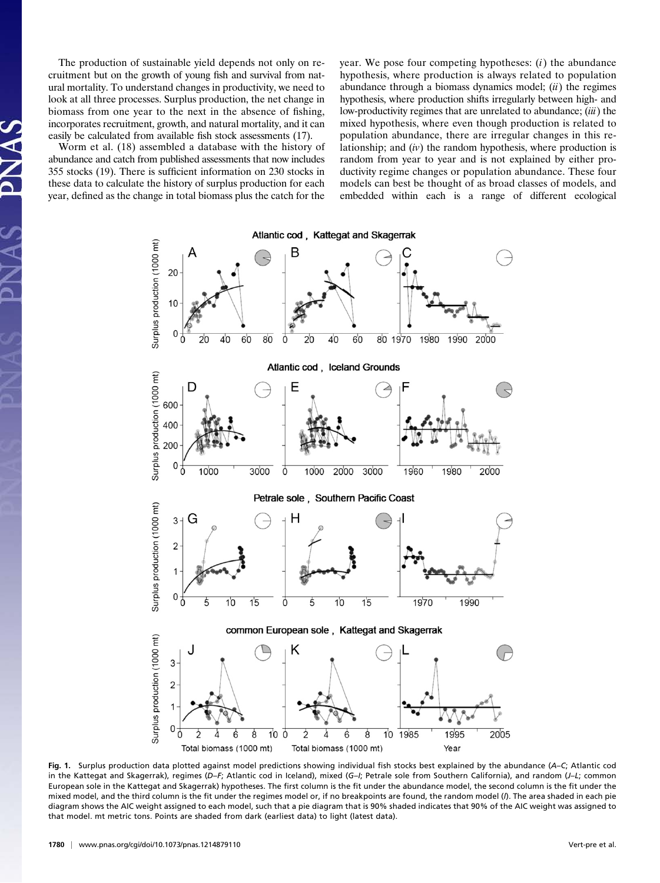The production of sustainable yield depends not only on recruitment but on the growth of young fish and survival from natural mortality. To understand changes in productivity, we need to look at all three processes. Surplus production, the net change in biomass from one year to the next in the absence of fishing, incorporates recruitment, growth, and natural mortality, and it can easily be calculated from available fish stock assessments (17).

Worm et al. (18) assembled a database with the history of abundance and catch from published assessments that now includes 355 stocks (19). There is sufficient information on 230 stocks in these data to calculate the history of surplus production for each year, defined as the change in total biomass plus the catch for the year. We pose four competing hypotheses: (*i*) the abundance hypothesis, where production is always related to population abundance through a biomass dynamics model; (*ii*) the regimes hypothesis, where production shifts irregularly between high- and low-productivity regimes that are unrelated to abundance; (*iii*) the mixed hypothesis, where even though production is related to population abundance, there are irregular changes in this relationship; and (*iv*) the random hypothesis, where production is random from year to year and is not explained by either productivity regime changes or population abundance. These four models can best be thought of as broad classes of models, and embedded within each is a range of different ecological

**Fig. 1.** Surplus production data plotted against model predictions showing individual fish stocks best explained by the abundance (*A*–*C*; Atlantic cod in the Kattegat and Skagerrak), regimes (*D*–*F*; Atlantic cod in Iceland), mixed (*G*–*I*; Petrale sole from Southern California), and random (*J*–*L*; common European sole in the Kattegat and Skagerrak) hypotheses. The first column is the fit under the abundance model, the second column is the fit under the mixed model, and the third column is the fit under the regimes model or, if no breakpoints are found, the random model (*l*). The area shaded in each pie diagram shows the AIC weight assigned to each model, such that a pie diagram that is 90% shaded indicates that 90% of the AIC weight was assigned to that model. mt metric tons. Points are shaded from dark (earliest data) to light (latest data).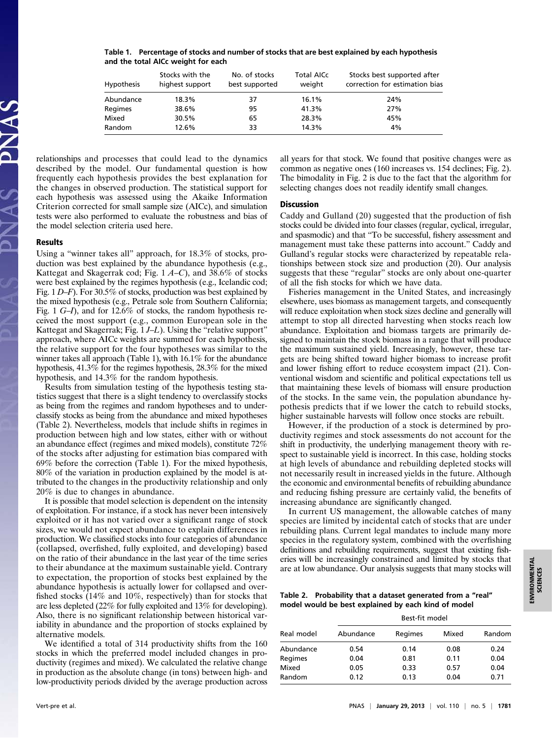**Table 1. Percentage of stocks and number of stocks that are best explained by each hypothesis and the total AICc weight for each**

| Hypothesis | Stocks with the highest support | No. of stocks best supported | Total AICc weight | Stocks best supported after correction for estimation bias |
|---|---|---|---|---|
| Abundance | 18.3% | 37 | 16.1% | 24% |
| Regimes | 38.6% | 95 | 41.3% | 27% |
| Mixed | 30.5% | 65 | 28.3% | 45% |
| Random | 12.6% | 33 | 14.3% | 4% |

relationships and processes that could lead to the dynamics described by the model. Our fundamental question is how frequently each hypothesis provides the best explanation for the changes in observed production. The statistical support for each hypothesis was assessed using the Akaike Information Criterion corrected for small sample size (AICc), and simulation tests were also performed to evaluate the robustness and bias of the model selection criteria used here.

## Results

Using a "winner takes all" approach, for 18.3% of stocks, production was best explained by the abundance hypothesis (e.g., Kattegat and Skagerrak cod; Fig. 1 *A*–*C*), and 38.6% of stocks were best explained by the regimes hypothesis (e.g., Icelandic cod; Fig. 1 *D*–*F*). For 30.5% of stocks, production was best explained by the mixed hypothesis (e.g., Petrale sole from Southern California; Fig. 1 *G*–*I*), and for 12.6% of stocks, the random hypothesis received the most support (e.g., common European sole in the Kattegat and Skagerrak; Fig. 1 *J*–*L*). Using the "relative support" approach, where AICc weights are summed for each hypothesis, the relative support for the four hypotheses was similar to the winner takes all approach (Table 1), with 16.1% for the abundance hypothesis, 41.3% for the regimes hypothesis, 28.3% for the mixed hypothesis, and 14.3% for the random hypothesis.

Results from simulation testing of the hypothesis testing statistics suggest that there is a slight tendency to overclassify stocks as being from the regimes and random hypotheses and to underclassify stocks as being from the abundance and mixed hypotheses (Table 2). Nevertheless, models that include shifts in regimes in production between high and low states, either with or without an abundance effect (regimes and mixed models), constitute 72% of the stocks after adjusting for estimation bias compared with 69% before the correction (Table 1). For the mixed hypothesis, 80% of the variation in production explained by the model is attributed to the changes in the productivity relationship and only 20% is due to changes in abundance.

It is possible that model selection is dependent on the intensity of exploitation. For instance, if a stock has never been intensively exploited or it has not varied over a significant range of stock sizes, we would not expect abundance to explain differences in production. We classified stocks into four categories of abundance (collapsed, overfished, fully exploited, and developing) based on the ratio of their abundance in the last year of the time series to their abundance at the maximum sustainable yield. Contrary to expectation, the proportion of stocks best explained by the abundance hypothesis is actually lower for collapsed and overfished stocks (14% and 10%, respectively) than for stocks that are less depleted (22% for fully exploited and 13% for developing). Also, there is no significant relationship between historical variability in abundance and the proportion of stocks explained by alternative models.

We identified a total of 314 productivity shifts from the 160 stocks in which the preferred model included changes in productivity (regimes and mixed). We calculated the relative change in production as the absolute change (in tons) between high- and low-productivity periods divided by the average production across all years for that stock. We found that positive changes were as common as negative ones (160 increases vs. 154 declines; Fig. 2). The bimodality in Fig. 2 is due to the fact that the algorithm for selecting changes does not readily identify small changes.

## Discussion

Caddy and Gulland (20) suggested that the production of fish stocks could be divided into four classes (regular, cyclical, irregular, and spasmodic) and that "To be successful, fishery assessment and management must take these patterns into account." Caddy and Gulland's regular stocks were characterized by repeatable relationships between stock size and production (20). Our analysis suggests that these "regular" stocks are only about one-quarter of all the fish stocks for which we have data.

Fisheries management in the United States, and increasingly elsewhere, uses biomass as management targets, and consequently will reduce exploitation when stock sizes decline and generally will attempt to stop all directed harvesting when stocks reach low abundance. Exploitation and biomass targets are primarily designed to maintain the stock biomass in a range that will produce the maximum sustained yield. Increasingly, however, these targets are being shifted toward higher biomass to increase profit and lower fishing effort to reduce ecosystem impact (21). Conventional wisdom and scientific and political expectations tell us that maintaining these levels of biomass will ensure production of the stocks. In the same vein, the population abundance hypothesis predicts that if we lower the catch to rebuild stocks, higher sustainable harvests will follow once stocks are rebuilt.

However, if the production of a stock is determined by productivity regimes and stock assessments do not account for the shift in productivity, the underlying management theory with respect to sustainable yield is incorrect. In this case, holding stocks at high levels of abundance and rebuilding depleted stocks will not necessarily result in increased yields in the future. Although the economic and environmental benefits of rebuilding abundance and reducing fishing pressure are certainly valid, the benefits of increasing abundance are significantly changed.

In current US management, the allowable catches of many species are limited by incidental catch of stocks that are under rebuilding plans. Current legal mandates to include many more species in the regulatory system, combined with the overfishing definitions and rebuilding requirements, suggest that existing fisheries will be increasingly constrained and limited by stocks that are at low abundance. Our analysis suggests that many stocks will

**Table 2. Probability that a dataset generated from a "real" model would be best explained by each kind of model**

| Real model | Best-fit model: Abundance | Regimes | Mixed | Random |
|---|---|---|---|---|
| Abundance | 0.54 | 0.14 | 0.08 | 0.24 |
| Regimes | 0.04 | 0.81 | 0.11 | 0.04 |
| Mixed | 0.05 | 0.33 | 0.57 | 0.04 |
| Random | 0.12 | 0.13 | 0.04 | 0.71 |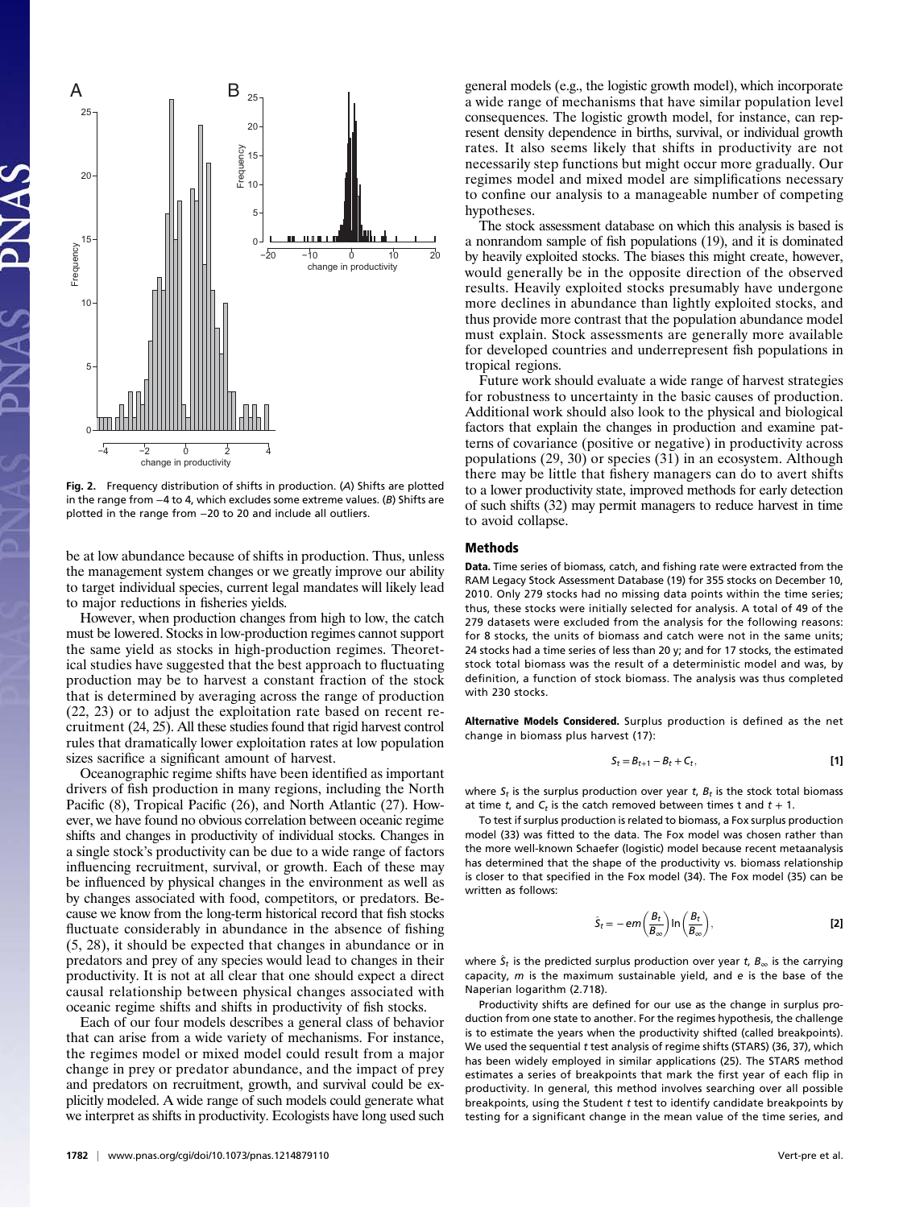A

B

25

20

15

10

5

0

Frequency

−4 −2 0 2 4

change in productivity

25

20

15

10

5

0

Frequency

−20 −10 0 10 20

change in productivity

**Fig. 2.** Frequency distribution of shifts in production. (*A*) Shifts are plotted in the range from −4 to 4, which excludes some extreme values. (*B*) Shifts are plotted in the range from −20 to 20 and include all outliers.

be at low abundance because of shifts in production. Thus, unless the management system changes or we greatly improve our ability to target individual species, current legal mandates will likely lead to major reductions in fisheries yields.

However, when production changes from high to low, the catch must be lowered. Stocks in low-production regimes cannot support the same yield as stocks in high-production regimes. Theoretical studies have suggested that the best approach to fluctuating production may be to harvest a constant fraction of the stock that is determined by averaging across the range of production (22, 23) or to adjust the exploitation rate based on recent recruitment (24, 25). All these studies found that rigid harvest control rules that dramatically lower exploitation rates at low population sizes sacrifice a significant amount of harvest.

Oceanographic regime shifts have been identified as important drivers of fish production in many regions, including the North Pacific (8), Tropical Pacific (26), and North Atlantic (27). However, we have found no obvious correlation between oceanic regime shifts and changes in productivity of individual stocks. Changes in a single stock's productivity can be due to a wide range of factors influencing recruitment, survival, or growth. Each of these may be influenced by physical changes in the environment as well as by changes associated with food, competitors, or predators. Because we know from the long-term historical record that fish stocks fluctuate considerably in abundance in the absence of fishing (5, 28), it should be expected that changes in abundance or in predators and prey of any species would lead to changes in their productivity. It is not at all clear that one should expect a direct causal relationship between physical changes associated with oceanic regime shifts and shifts in productivity of fish stocks.

Each of our four models describes a general class of behavior that can arise from a wide variety of mechanisms. For instance, the regimes model or mixed model could result from a major change in prey or predator abundance, and the impact of prey and predators on recruitment, growth, and survival could be explicitly modeled. A wide range of such models could generate what we interpret as shifts in productivity. Ecologists have long used such general models (e.g., the logistic growth model), which incorporate a wide range of mechanisms that have similar population level consequences. The logistic growth model, for instance, can represent density dependence in births, survival, or individual growth rates. It also seems likely that shifts in productivity are not necessarily step functions but might occur more gradually. Our regimes model and mixed model are simplifications necessary to confine our analysis to a manageable number of competing hypotheses.

The stock assessment database on which this analysis is based is a nonrandom sample of fish populations (19), and it is dominated by heavily exploited stocks. The biases this might create, however, would generally be in the opposite direction of the observed results. Heavily exploited stocks presumably have undergone more declines in abundance than lightly exploited stocks, and thus provide more contrast that the population abundance model must explain. Stock assessments are generally more available for developed countries and underrepresent fish populations in tropical regions.

Future work should evaluate a wide range of harvest strategies for robustness to uncertainty in the basic causes of production. Additional work should also look to the physical and biological factors that explain the changes in production and examine patterns of covariance (positive or negative) in productivity across populations (29, 30) or species (31) in an ecosystem. Although there may be little that fishery managers can do to avert shifts to a lower productivity state, improved methods for early detection of such shifts (32) may permit managers to reduce harvest in time to avoid collapse.

## Methods

**Data.** Time series of biomass, catch, and fishing rate were extracted from the RAM Legacy Stock Assessment Database (19) for 355 stocks on December 10, 2010. Only 279 stocks had no missing data points within the time series; thus, these stocks were initially selected for analysis. A total of 49 of the 279 datasets were excluded from the analysis for the following reasons: for 8 stocks, the units of biomass and catch were not in the same units; 24 stocks had a time series of less than 20 y; and for 17 stocks, the estimated stock total biomass was the result of a deterministic model and was, by definition, a function of stock biomass. The analysis was thus completed with 230 stocks.

**Alternative Models Considered.** Surplus production is defined as the net change in biomass plus harvest (17):

$$S_t = B_{t+1} - B_t + C_t, \quad [1]$$

where $S_t$ is the surplus production over year $t$, $B_t$ is the stock total biomass at time t, and $C_t$ is the catch removed between times t and $t + 1$.

To test if surplus production is related to biomass, a Fox surplus production model (33) was fitted to the data. The Fox model was chosen rather than the more well-known Schaefer (logistic) model because recent metaanalysis has determined that the shape of the productivity vs. biomass relationship is closer to that specified in the Fox model (34). The Fox model (35) can be written as follows:

$$\hat{S}_t = -em\left(\frac{B_t}{B_\infty}\right)\ln\left(\frac{B_t}{B_\infty}\right), \quad [2]$$

where $\hat{S}_t$ is the predicted surplus production over year $t$, $B_\infty$ is the carrying capacity, $m$ is the maximum sustainable yield, and $e$ is the base of the Naperian logarithm (2.718).

Productivity shifts are defined for our use as the change in surplus production from one state to another. For the regimes hypothesis, the challenge is to estimate the years when the productivity shifted (called breakpoints). We used the sequential $t$ test analysis of regime shifts (STARS) (36, 37), which has been widely employed in similar applications (25). The STARS method estimates a series of breakpoints that mark the first year of each flip in productivity. In general, this method involves searching over all possible breakpoints, using the Student $t$ test to identify candidate breakpoints by testing for a significant change in the mean value of the time series, and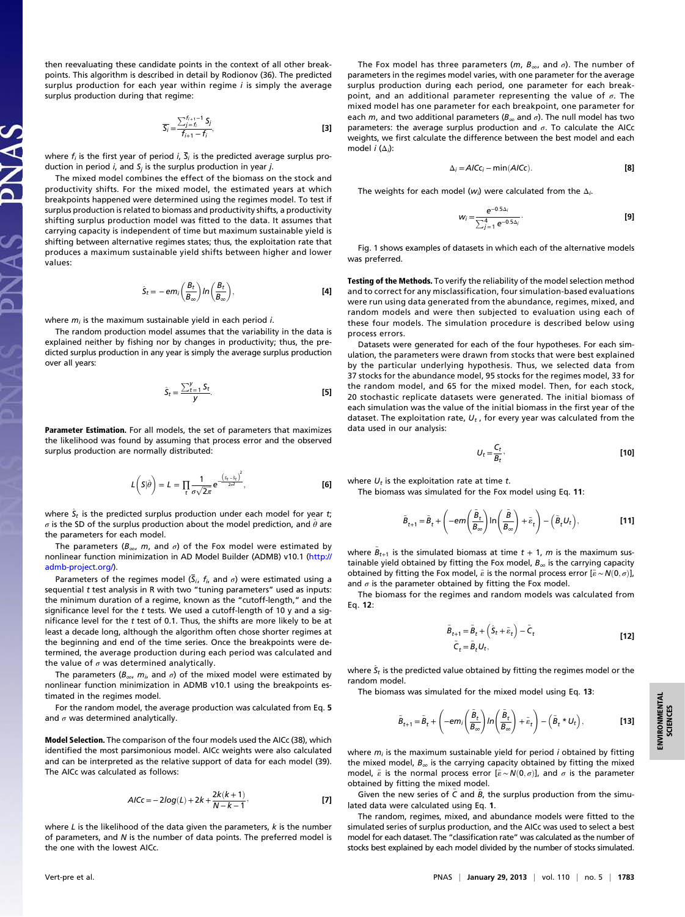then reevaluating these candidate points in the context of all other breakpoints. This algorithm is described in detail by Rodionov (36). The predicted surplus production for each year within regime $i$ is simply the average surplus production during that regime:

$$\overline{S_i} = \frac{\sum_{j=f_i}^{f_{i+1}-1} S_j}{f_{i+1} - f_i}, \quad [3]$$

where $f_i$ is the first year of period $i$, $\overline{S}_i$ is the predicted average surplus production in period $i$, and $S_j$ is the surplus production in year $j$.

The mixed model combines the effect of the biomass on the stock and productivity shifts. For the mixed model, the estimated years at which breakpoints happened were determined using the regimes model. To test if surplus production is related to biomass and productivity shifts, a productivity shifting surplus production model was fitted to the data. It assumes that carrying capacity is independent of time but maximum sustainable yield is shifting between alternative regimes states; thus, the exploitation rate that produces a maximum sustainable yield shifts between higher and lower values:

$$\hat{S}_t = -em_i\left(\frac{B_t}{B_\infty}\right)ln\left(\frac{B_t}{B_\infty}\right), \quad [4]$$

where $m_i$ is the maximum sustainable yield in each period $i$.

The random production model assumes that the variability in the data is explained neither by fishing nor by changes in productivity; thus, the predicted surplus production in any year is simply the average surplus production over all years:

$$\hat{S}_t = \frac{\sum_{t=1}^{y} S_t}{y}. \quad [5]$$

**Parameter Estimation.** For all models, the set of parameters that maximizes the likelihood was found by assuming that process error and the observed surplus production are normally distributed:

$$L\left(S|\hat{\theta}\right) = L = \prod_t \frac{1}{\sigma\sqrt{2\pi}} e^{-\frac{\left(S_t - \hat{S}_t\right)^2}{2\sigma^2}}, \quad [6]$$

where $\hat{S}_t$ is the predicted surplus production under each model for year $t$; $\sigma$ is the SD of the surplus production about the model prediction, and $\hat{\theta}$ are the parameters for each model.

The parameters ($B_\infty$, $m$, and $\sigma$) of the Fox model were estimated by nonlinear function minimization in AD Model Builder (ADMB) v10.1 (http://admb-project.org/).

Parameters of the regimes model ($\overline{S}_i$, $f_i$, and $\sigma$) were estimated using a sequential $t$ test analysis in R with two "tuning parameters" used as inputs: the minimum duration of a regime, known as the "cutoff-length," and the significance level for the $t$ tests. We used a cutoff-length of 10 y and a significance level for the $t$ test of 0.1. Thus, the shifts are more likely to be at least a decade long, although the algorithm often chose shorter regimes at the beginning and end of the time series. Once the breakpoints were determined, the average production during each period was calculated and the value of $\sigma$ was determined analytically.

The parameters ($B_\infty$, $m_i$, and $\sigma$) of the mixed model were estimated by nonlinear function minimization in ADMB v10.1 using the breakpoints estimated in the regimes model.

For the random model, the average production was calculated from Eq. **5** and $\sigma$ was determined analytically.

**Model Selection.** The comparison of the four models used the AICc (38), which identified the most parsimonious model. AICc weights were also calculated and can be interpreted as the relative support of data for each model (39). The AICc was calculated as follows:

$$AICc = -2log(L) + 2k + \frac{2k(k+1)}{N-k-1}, \quad [7]$$

where $L$ is the likelihood of the data given the parameters, $k$ is the number of parameters, and $N$ is the number of data points. The preferred model is the one with the lowest AICc.

The Fox model has three parameters ($m$, $B_\infty$, and $\sigma$). The number of parameters in the regimes model varies, with one parameter for the average surplus production during each period, one parameter for each breakpoint, and an additional parameter representing the value of $\sigma$. The mixed model has one parameter for each breakpoint, one parameter for each $m$, and two additional parameters ($B_\infty$ and $\sigma$). The null model has two parameters: the average surplus production and $\sigma$. To calculate the AICc weights, we first calculate the difference between the best model and each model $i$ ($\Delta_i$):

$$\Delta_i = AICc_i - \min(AICc). \quad [8]$$

The weights for each model ($w_i$) were calculated from the $\Delta_i$.

$$w_i = \frac{e^{-0.5\Delta_i}}{\sum_{j=1}^{4} e^{-0.5\Delta_j}}. \quad [9]$$

Fig. 1 shows examples of datasets in which each of the alternative models was preferred.

**Testing of the Methods.** To verify the reliability of the model selection method and to correct for any misclassification, four simulation-based evaluations were run using data generated from the abundance, regimes, mixed, and random models and were then subjected to evaluation using each of these four models. The simulation procedure is described below using process errors.

Datasets were generated for each of the four hypotheses. For each simulation, the parameters were drawn from stocks that were best explained by the particular underlying hypothesis. Thus, we selected data from 37 stocks for the abundance model, 95 stocks for the regimes model, 33 for the random model, and 65 for the mixed model. Then, for each stock, 20 stochastic replicate datasets were generated. The initial biomass of each simulation was the value of the initial biomass in the first year of the dataset. The exploitation rate, $U_t$, for every year was calculated from the data used in our analysis:

$$U_t = \frac{C_t}{B_t}, \quad [10]$$

where $U_t$ is the exploitation rate at time $t$.

The biomass was simulated for the Fox model using Eq. **11**:

$$\tilde{B}_{t+1} = \tilde{B}_t + \left(-em\left(\frac{\tilde{B}_t}{B_\infty}\right)\ln\left(\frac{\tilde{B}}{B_\infty}\right) + \tilde{\varepsilon}_t\right) - \left(\tilde{B}_t U_t\right), \quad [11]$$

where $\tilde{B}_{t+1}$ is the simulated biomass at time $t+1$, $m$ is the maximum sustainable yield obtained by fitting the Fox model, $B_\infty$ is the carrying capacity obtained by fitting the Fox model, $\tilde{\varepsilon}$ is the normal process error [$\tilde{\varepsilon} \sim N(0,\sigma)$], and $\sigma$ is the parameter obtained by fitting the Fox model.

The biomass for the regimes and random models was calculated from Eq. **12**:

$$\begin{aligned} \tilde{B}_{t+1} &= \tilde{B}_t + \left(\hat{S}_t + \tilde{\varepsilon}_t\right) - \tilde{C}_t \\ \tilde{C}_t &= \tilde{B}_t U_t, \end{aligned} \quad [12]$$

where $\hat{S}_t$ is the predicted value obtained by fitting the regimes model or the random model.

The biomass was simulated for the mixed model using Eq. **13**:

$$\tilde{B}_{t+1} = \tilde{B}_t + \left(-em_i\left(\frac{\tilde{B}_t}{B_\infty}\right)ln\left(\frac{\tilde{B}_t}{B_\infty}\right) + \tilde{\varepsilon}_t\right) - \left(\tilde{B}_t * U_t\right), \quad [13]$$

where $m_i$ is the maximum sustainable yield for period $i$ obtained by fitting the mixed model, $B_\infty$ is the carrying capacity obtained by fitting the mixed model, $\tilde{\varepsilon}$ is the normal process error [$\tilde{\varepsilon} \sim N(0,\sigma)$], and $\sigma$ is the parameter obtained by fitting the mixed model.

Given the new series of $\tilde{C}$ and $\tilde{B}$, the surplus production from the simulated data were calculated using Eq. **1**.

The random, regimes, mixed, and abundance models were fitted to the simulated series of surplus production, and the AICc was used to select a best model for each dataset. The "classification rate" was calculated as the number of stocks best explained by each model divided by the number of stocks simulated.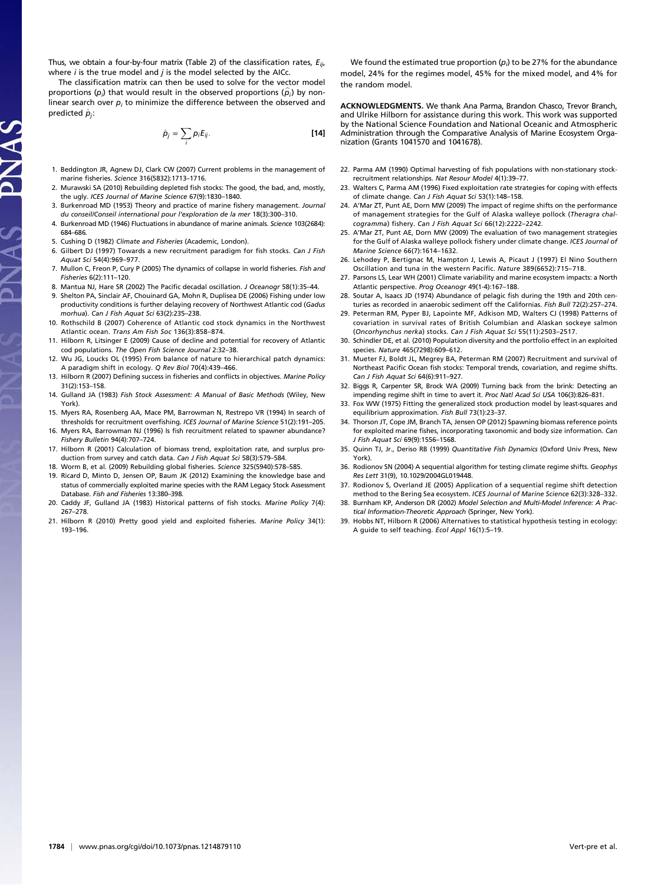Thus, we obtain a four-by-four matrix (Table 2) of the classification rates, $E_{ij}$, where $i$ is the true model and $j$ is the model selected by the AICc.

The classification matrix can then be used to solve for the vector model proportions ($p_i$) that would result in the observed proportions ($\hat{p}_i$) by nonlinear search over $p_i$ to minimize the difference between the observed and predicted $\hat{p}_j$:

$$\hat{p}_j = \sum_i p_i E_{ij}. \qquad [14]$$

We found the estimated true proportion ($p_i$) to be 27% for the abundance model, 24% for the regimes model, 45% for the mixed model, and 4% for the random model.

**ACKNOWLEDGMENTS.** We thank Ana Parma, Brandon Chasco, Trevor Branch, and Ulrike Hilborn for assistance during this work. This work was supported by the National Science Foundation and National Oceanic and Atmospheric Administration through the Comparative Analysis of Marine Ecosystem Organization (Grants 1041570 and 1041678).

1. Beddington JR, Agnew DJ, Clark CW (2007) Current problems in the management of marine fisheries. *Science* 316(5832):1713–1716.
2. Murawski SA (2010) Rebuilding depleted fish stocks: The good, the bad, and, mostly, the ugly. *ICES Journal of Marine Science* 67(9):1830–1840.
3. Burkenroad MD (1953) Theory and practice of marine fishery management. *Journal du conseil/Conseil international pour l'exploration de la mer* 18(3):300–310.
4. Burkenroad MD (1946) Fluctuations in abundance of marine animals. *Science* 103(2684): 684–686.
5. Cushing D (1982) *Climate and Fisheries* (Academic, London).
6. Gilbert DJ (1997) Towards a new recruitment paradigm for fish stocks. *Can J Fish Aquat Sci* 54(4):969–977.
7. Mullon C, Freon P, Cury P (2005) The dynamics of collapse in world fisheries. *Fish and Fisheries* 6(2):111–120.
8. Mantua NJ, Hare SR (2002) The Pacific decadal oscillation. *J Oceanogr* 58(1):35–44.
9. Shelton PA, Sinclair AF, Chouinard GA, Mohn R, Duplisea DE (2006) Fishing under low productivity conditions is further delaying recovery of Northwest Atlantic cod (*Gadus morhua*). *Can J Fish Aquat Sci* 63(2):235–238.
10. Rothschild B (2007) Coherence of Atlantic cod stock dynamics in the Northwest Atlantic ocean. *Trans Am Fish Soc* 136(3):858–874.
11. Hilborn R, Litsinger E (2009) Cause of decline and potential for recovery of Atlantic cod populations. *The Open Fish Science Journal* 2:32–38.
12. Wu JG, Loucks OL (1995) From balance of nature to hierarchical patch dynamics: A paradigm shift in ecology. *Q Rev Biol* 70(4):439–466.
13. Hilborn R (2007) Defining success in fisheries and conflicts in objectives. *Marine Policy* 31(2):153–158.
14. Gulland JA (1983) *Fish Stock Assessment: A Manual of Basic Methods* (Wiley, New York).
15. Myers RA, Rosenberg AA, Mace PM, Barrowman N, Restrepo VR (1994) In search of thresholds for recruitment overfishing. *ICES Journal of Marine Science* 51(2):191–205.
16. Myers RA, Barrowman NJ (1996) Is fish recruitment related to spawner abundance? *Fishery Bulletin* 94(4):707–724.
17. Hilborn R (2001) Calculation of biomass trend, exploitation rate, and surplus production from survey and catch data. *Can J Fish Aquat Sci* 58(3):579–584.
18. Worm B, et al. (2009) Rebuilding global fisheries. *Science* 325(5940):578–585.
19. Ricard D, Minto D, Jensen OP, Baum JK (2012) Examining the knowledge base and status of commercially exploited marine species with the RAM Legacy Stock Assessment Database. *Fish and Fisheries* 13:380–398.
20. Caddy JF, Gulland JA (1983) Historical patterns of fish stocks. *Marine Policy* 7(4): 267–278.
21. Hilborn R (2010) Pretty good yield and exploited fisheries. *Marine Policy* 34(1): 193–196.
22. Parma AM (1990) Optimal harvesting of fish populations with non-stationary stock-recruitment relationships. *Nat Resour Model* 4(1):39–77.
23. Walters C, Parma AM (1996) Fixed exploitation rate strategies for coping with effects of climate change. *Can J Fish Aquat Sci* 53(1):148–158.
24. A'Mar ZT, Punt AE, Dorn MW (2009) The impact of regime shifts on the performance of management strategies for the Gulf of Alaska walleye pollock (*Theragra chalcogramma*) fishery. *Can J Fish Aquat Sci* 66(12):2222–2242.
25. A'Mar ZT, Punt AE, Dorn MW (2009) The evaluation of two management strategies for the Gulf of Alaska walleye pollock fishery under climate change. *ICES Journal of Marine Science* 66(7):1614–1632.
26. Lehodey P, Bertignac M, Hampton J, Lewis A, Picaut J (1997) El Nino Southern Oscillation and tuna in the western Pacific. *Nature* 389(6652):715–718.
27. Parsons LS, Lear WH (2001) Climate variability and marine ecosystem impacts: a North Atlantic perspective. *Prog Oceanogr* 49(1-4):167–188.
28. Soutar A, Isaacs JD (1974) Abundance of pelagic fish during the 19th and 20th centuries as recorded in anaerobic sediment off the Californias. *Fish Bull* 72(2):257–274.
29. Peterman RM, Pyper BJ, Lapointe MF, Adkison MD, Walters CJ (1998) Patterns of covariation in survival rates of British Columbian and Alaskan sockeye salmon (*Oncorhynchus nerka*) stocks. *Can J Fish Aquat Sci* 55(11):2503–2517.
30. Schindler DE, et al. (2010) Population diversity and the portfolio effect in an exploited species. *Nature* 465(7298):609–612.
31. Mueter FJ, Boldt JL, Megrey BA, Peterman RM (2007) Recruitment and survival of Northeast Pacific Ocean fish stocks: Temporal trends, covariation, and regime shifts. *Can J Fish Aquat Sci* 64(6):911–927.
32. Biggs R, Carpenter SR, Brock WA (2009) Turning back from the brink: Detecting an impending regime shift in time to avert it. *Proc Natl Acad Sci USA* 106(3):826–831.
33. Fox WW (1975) Fitting the generalized stock production model by least-squares and equilibrium approximation. *Fish Bull* 73(1):23–37.
34. Thorson JT, Cope JM, Branch TA, Jensen OP (2012) Spawning biomass reference points for exploited marine fishes, incorporating taxonomic and body size information. *Can J Fish Aquat Sci* 69(9):1556–1568.
35. Quinn TJ, Jr., Deriso RB (1999) *Quantitative Fish Dynamics* (Oxford Univ Press, New York).
36. Rodionov SN (2004) A sequential algorithm for testing climate regime shifts. *Geophys Res Lett* 31(9), 10.1029/2004GL019448.
37. Rodionov S, Overland JE (2005) Application of a sequential regime shift detection method to the Bering Sea ecosystem. *ICES Journal of Marine Science* 62(3):328–332.
38. Burnham KP, Anderson DR (2002) *Model Selection and Multi-Model Inference: A Practical Information-Theoretic Approach* (Springer, New York).
39. Hobbs NT, Hilborn R (2006) Alternatives to statistical hypothesis testing in ecology: A guide to self teaching. *Ecol Appl* 16(1):5–19.